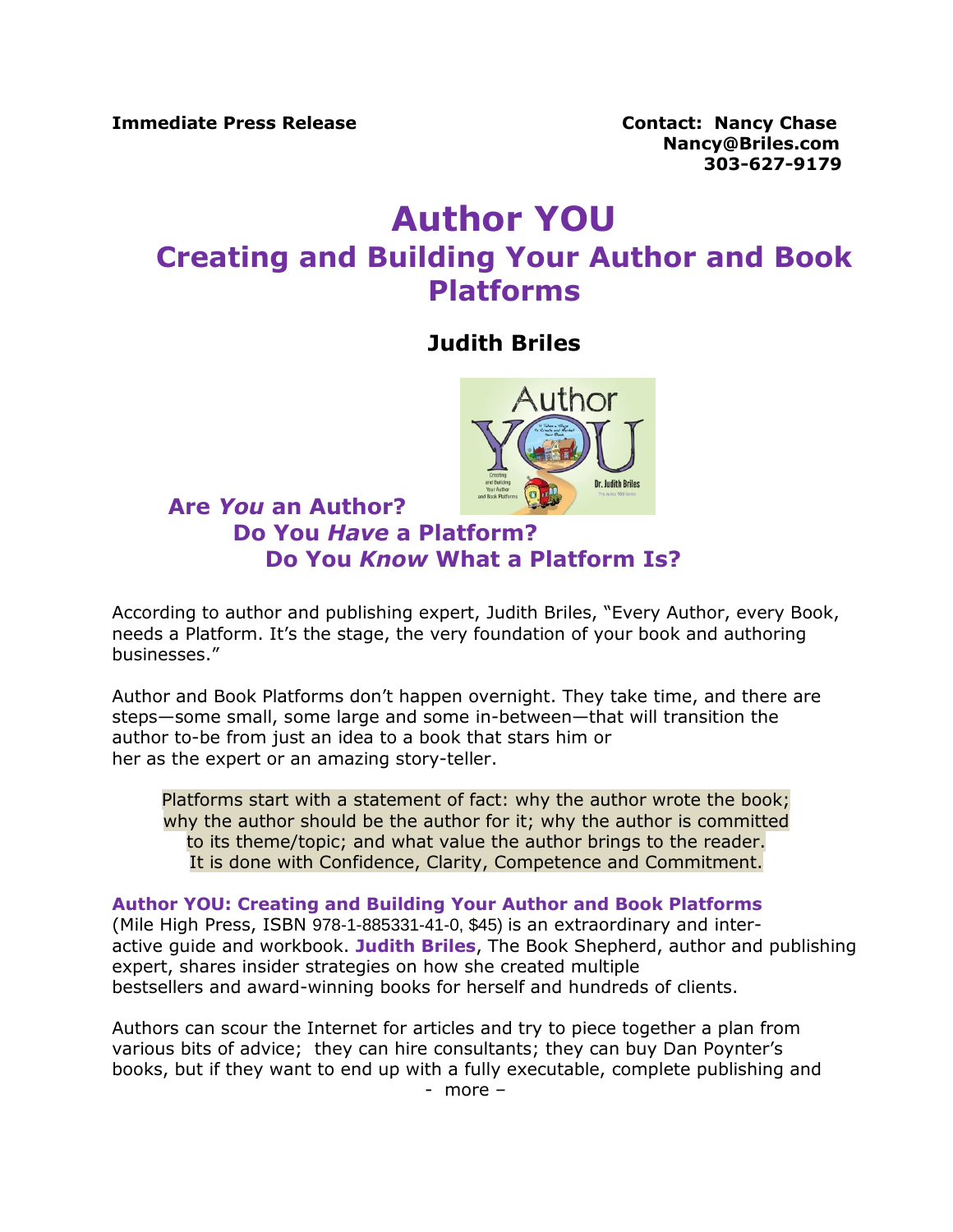**Immediate Press Release**

**Contact: Nancy Chase**
**Nancy@Briles.com**
**303-627-9179**

# Author YOU

## Creating and Building Your Author and Book Platforms

### Judith Briles

**Are *You* an Author?**
**Do You *Have* a Platform?**
**Do You *Know* What a Platform Is?**

According to author and publishing expert, Judith Briles, "Every Author, every Book, needs a Platform. It's the stage, the very foundation of your book and authoring businesses."

Author and Book Platforms don't happen overnight. They take time, and there are steps—some small, some large and some in-between—that will transition the author to-be from just an idea to a book that stars him or her as the expert or an amazing story-teller.

> Platforms start with a statement of fact: why the author wrote the book; why the author should be the author for it; why the author is committed to its theme/topic; and what value the author brings to the reader. It is done with Confidence, Clarity, Competence and Commitment.

**Author YOU: Creating and Building Your Author and Book Platforms** (Mile High Press, ISBN 978-1-885331-41-0, $45) is an extraordinary and interactive guide and workbook. **Judith Briles**, The Book Shepherd, author and publishing expert, shares insider strategies on how she created multiple bestsellers and award-winning books for herself and hundreds of clients.

Authors can scour the Internet for articles and try to piece together a plan from various bits of advice; they can hire consultants; they can buy Dan Poynter's books, but if they want to end up with a fully executable, complete publishing and

- more –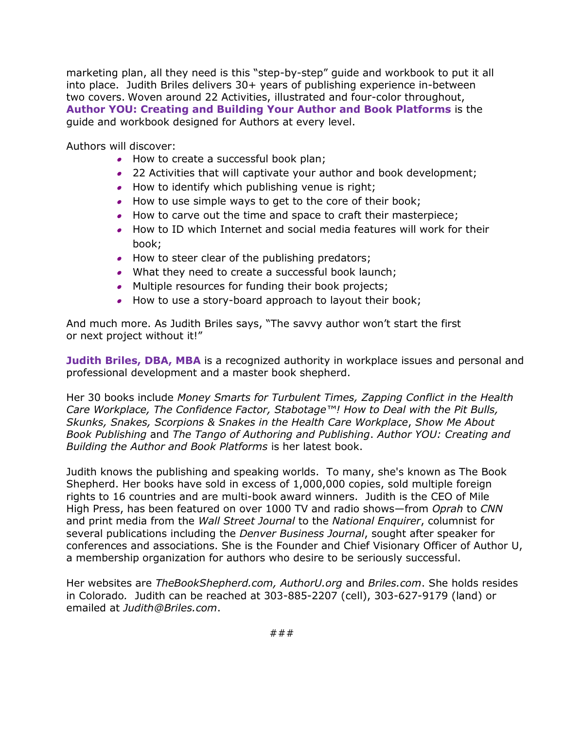marketing plan, all they need is this "step-by-step" guide and workbook to put it all into place. Judith Briles delivers 30+ years of publishing experience in-between two covers. Woven around 22 Activities, illustrated and four-color throughout, **Author YOU: Creating and Building Your Author and Book Platforms** is the guide and workbook designed for Authors at every level.

Authors will discover:

- How to create a successful book plan;
- 22 Activities that will captivate your author and book development;
- How to identify which publishing venue is right;
- How to use simple ways to get to the core of their book;
- How to carve out the time and space to craft their masterpiece;
- How to ID which Internet and social media features will work for their book;
- How to steer clear of the publishing predators;
- What they need to create a successful book launch;
- Multiple resources for funding their book projects;
- How to use a story-board approach to layout their book;

And much more. As Judith Briles says, "The savvy author won't start the first or next project without it!"

**Judith Briles, DBA, MBA** is a recognized authority in workplace issues and personal and professional development and a master book shepherd.

Her 30 books include *Money Smarts for Turbulent Times, Zapping Conflict in the Health Care Workplace, The Confidence Factor, Stabotage™! How to Deal with the Pit Bulls, Skunks, Snakes, Scorpions & Snakes in the Health Care Workplace*, *Show Me About Book Publishing* and *The Tango of Authoring and Publishing*. *Author YOU: Creating and Building the Author and Book Platforms* is her latest book.

Judith knows the publishing and speaking worlds. To many, she's known as The Book Shepherd. Her books have sold in excess of 1,000,000 copies, sold multiple foreign rights to 16 countries and are multi-book award winners. Judith is the CEO of Mile High Press, has been featured on over 1000 TV and radio shows—from *Oprah* to *CNN* and print media from the *Wall Street Journal* to the *National Enquirer*, columnist for several publications including the *Denver Business Journal*, sought after speaker for conferences and associations. She is the Founder and Chief Visionary Officer of Author U, a membership organization for authors who desire to be seriously successful.

Her websites are *TheBookShepherd.com, AuthorU.org* and *Briles.com*. She holds resides in Colorado. Judith can be reached at 303-885-2207 (cell), 303-627-9179 (land) or emailed at *Judith@Briles.com*.

###